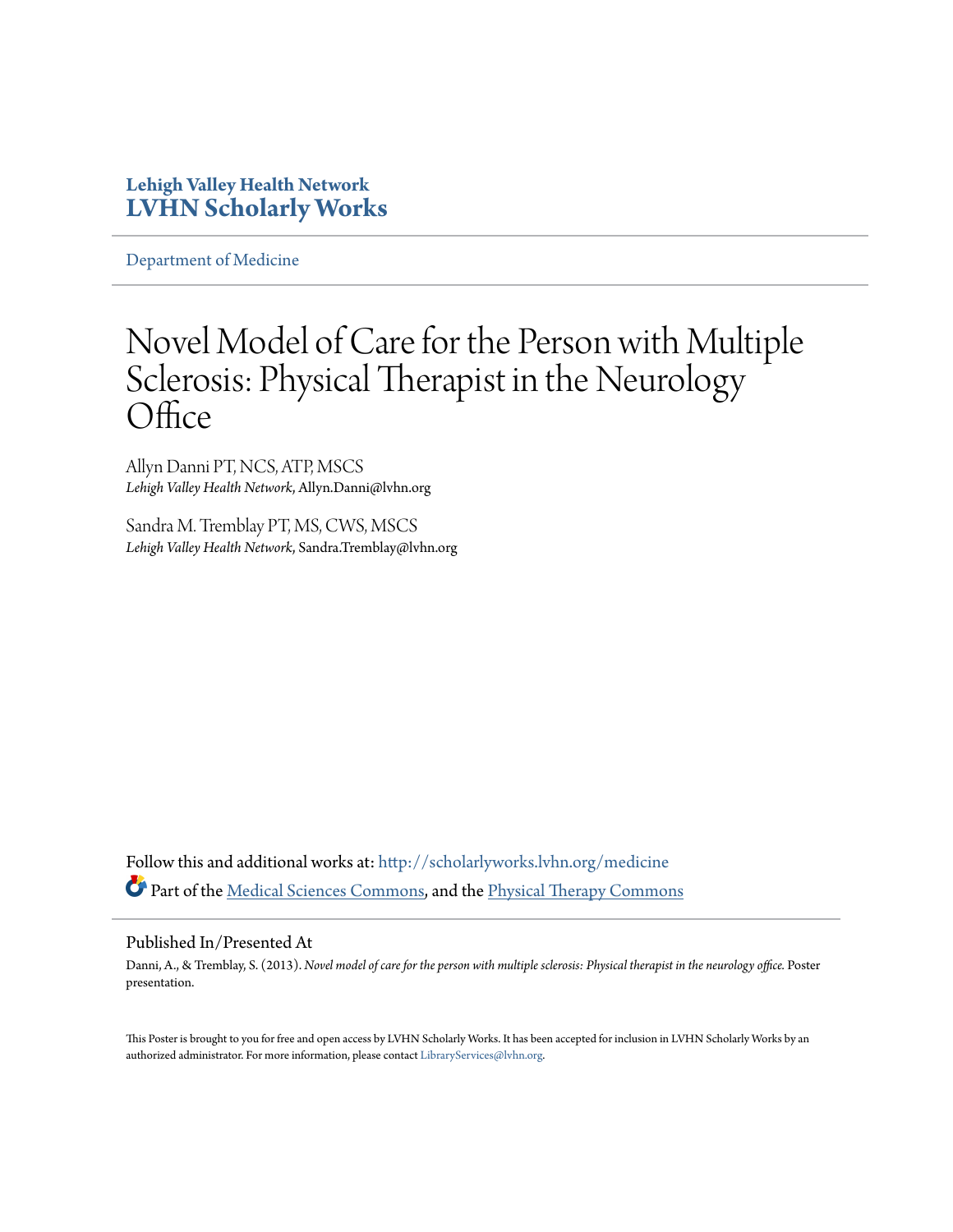**Lehigh Valley Health Network**
**LVHN Scholarly Works**

Department of Medicine

# Novel Model of Care for the Person with Multiple Sclerosis: Physical Therapist in the Neurology Office

Allyn Danni PT, NCS, ATP, MSCS
*Lehigh Valley Health Network*, Allyn.Danni@lvhn.org

Sandra M. Tremblay PT, MS, CWS, MSCS
*Lehigh Valley Health Network*, Sandra.Tremblay@lvhn.org

Follow this and additional works at: http://scholarlyworks.lvhn.org/medicine
Part of the Medical Sciences Commons, and the Physical Therapy Commons

## Published In/Presented At

Danni, A., & Tremblay, S. (2013). *Novel model of care for the person with multiple sclerosis: Physical therapist in the neurology office.* Poster presentation.

This Poster is brought to you for free and open access by LVHN Scholarly Works. It has been accepted for inclusion in LVHN Scholarly Works by an authorized administrator. For more information, please contact LibraryServices@lvhn.org.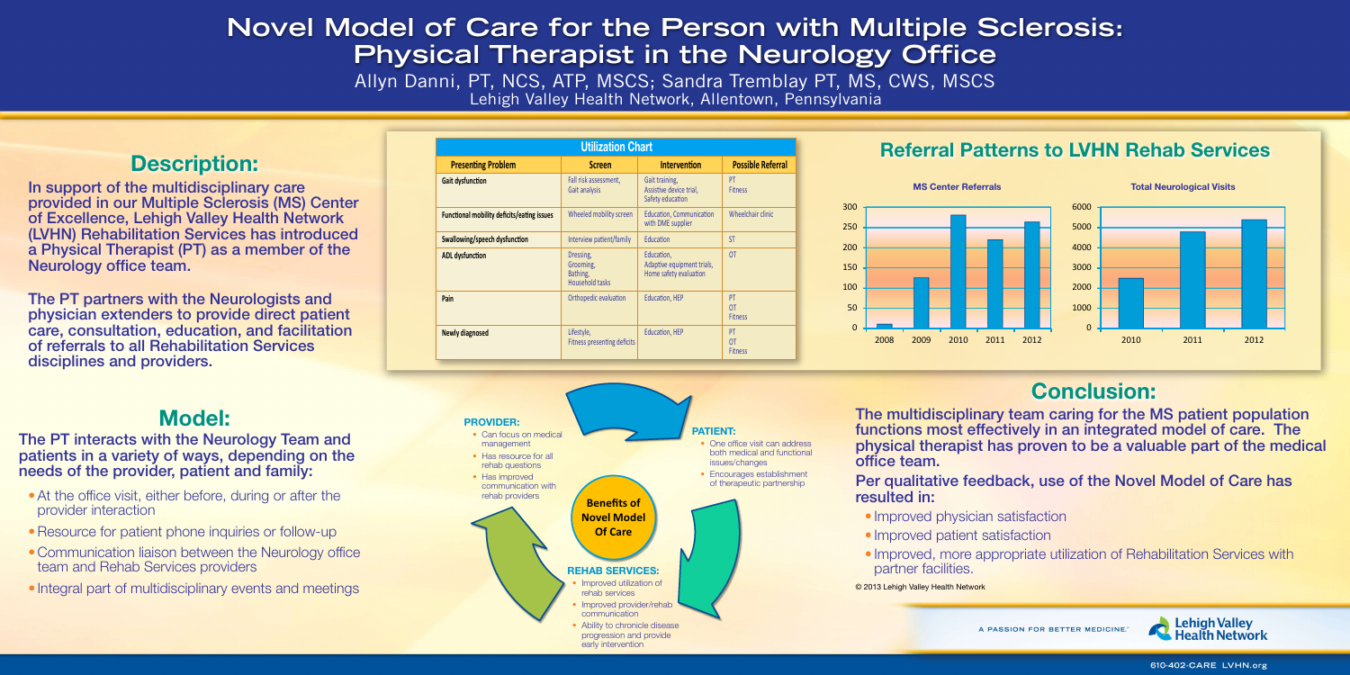# Novel Model of Care for the Person with Multiple Sclerosis: Physical Therapist in the Neurology Office

Allyn Danni, PT, NCS, ATP, MSCS; Sandra Tremblay PT, MS, CWS, MSCS
Lehigh Valley Health Network, Allentown, Pennsylvania

## Description:

In support of the multidisciplinary care provided in our Multiple Sclerosis (MS) Center of Excellence, Lehigh Valley Health Network (LVHN) Rehabilitation Services has introduced a Physical Therapist (PT) as a member of the Neurology office team.

The PT partners with the Neurologists and physician extenders to provide direct patient care, consultation, education, and facilitation of referrals to all Rehabilitation Services disciplines and providers.

## Model:

The PT interacts with the Neurology Team and patients in a variety of ways, depending on the needs of the provider, patient and family:

- At the office visit, either before, during or after the provider interaction
- Resource for patient phone inquiries or follow-up
- Communication liaison between the Neurology office team and Rehab Services providers
- Integral part of multidisciplinary events and meetings

### Utilization Chart

| Presenting Problem | Screen | Intervention | Possible Referral |
|---|---|---|---|
| Gait dysfunction | Fall risk assessment, Gait analysis | Gait training, Assistive device trial, Safety education | PT<br>Fitness |
| Functional mobility deficits/eating issues | Wheeled mobility screen | Education, Communication with DME supplier | Wheelchair clinic |
| Swallowing/speech dysfunction | Interview patient/family | Education | ST |
| ADL dysfunction | Dressing, Grooming, Bathing, Household tasks | Education, Adaptive equipment trials, Home safety evaluation | OT |
| Pain | Orthopedic evaluation | Education, HEP | PT<br>OT<br>Fitness |
| Newly diagnosed | Lifestyle, Fitness presenting deficits | Education, HEP | PT<br>OT<br>Fitness |

**Benefits of Novel Model Of Care**

**PROVIDER:**
- Can focus on medical management
- Has resource for all rehab questions
- Has improved communication with rehab providers

**PATIENT:**
- One office visit can address both medical and functional issues/changes
- Encourages establishment of therapeutic partnership

**REHAB SERVICES:**
- Improved utilization of rehab services
- Improved provider/rehab communication
- Ability to chronicle disease progression and provide early intervention

## Referral Patterns to LVHN Rehab Services

MS Center Referrals
300
250
200
150
100
50
0
2008 2009 2010 2011 2012

Total Neurological Visits
6000
5000
4000
3000
2000
1000
0
2010 2011 2012

## Conclusion:

The multidisciplinary team caring for the MS patient population functions most effectively in an integrated model of care. The physical therapist has proven to be a valuable part of the medical office team.

Per qualitative feedback, use of the Novel Model of Care has resulted in:

- Improved physician satisfaction
- Improved patient satisfaction
- Improved, more appropriate utilization of Rehabilitation Services with partner facilities.

© 2013 Lehigh Valley Health Network

A PASSION FOR BETTER MEDICINE.™ Lehigh Valley Health Network

610-402-CARE LVHN.org